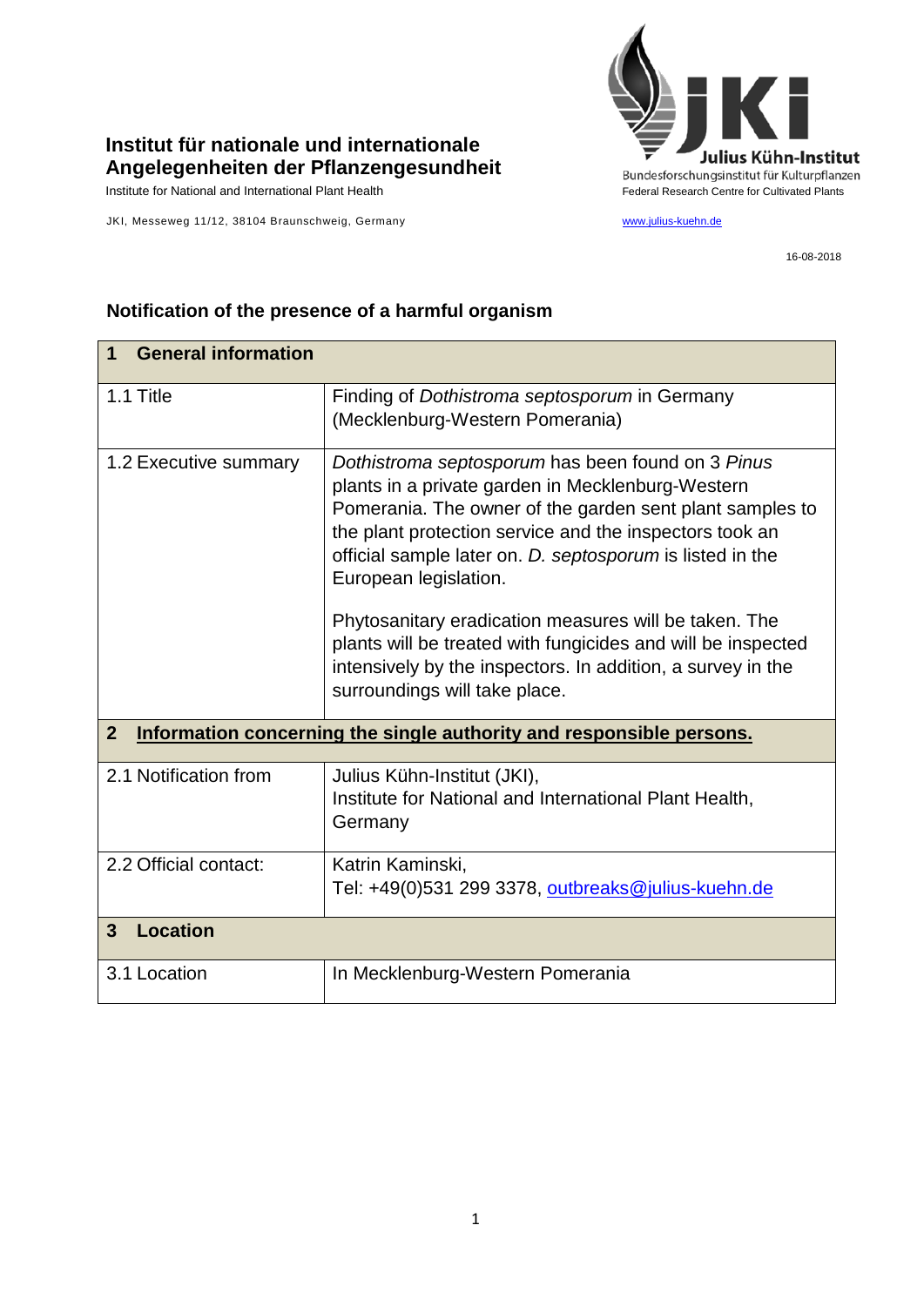**Institut für nationale und internationale Angelegenheiten der Pflanzengesundheit**

Institute for National and International Plant Health

JKI, Messeweg 11/12, 38104 Braunschweig, Germany

Julius Kühn-Institut
Bundesforschungsinstitut für Kulturpflanzen
Federal Research Centre for Cultivated Plants

www.julius-kuehn.de

16-08-2018

## Notification of the presence of a harmful organism

| **1 General information** | |
|---|---|
| 1.1 Title | Finding of *Dothistroma septosporum* in Germany (Mecklenburg-Western Pomerania) |
| 1.2 Executive summary | *Dothistroma septosporum* has been found on 3 *Pinus* plants in a private garden in Mecklenburg-Western Pomerania. The owner of the garden sent plant samples to the plant protection service and the inspectors took an official sample later on. *D. septosporum* is listed in the European legislation.<br><br>Phytosanitary eradication measures will be taken. The plants will be treated with fungicides and will be inspected intensively by the inspectors. In addition, a survey in the surroundings will take place. |
| **2 Information concerning the single authority and responsible persons.** | |
| 2.1 Notification from | Julius Kühn-Institut (JKI), Institute for National and International Plant Health, Germany |
| 2.2 Official contact: | Katrin Kaminski, Tel: +49(0)531 299 3378, outbreaks@julius-kuehn.de |
| **3 Location** | |
| 3.1 Location | In Mecklenburg-Western Pomerania |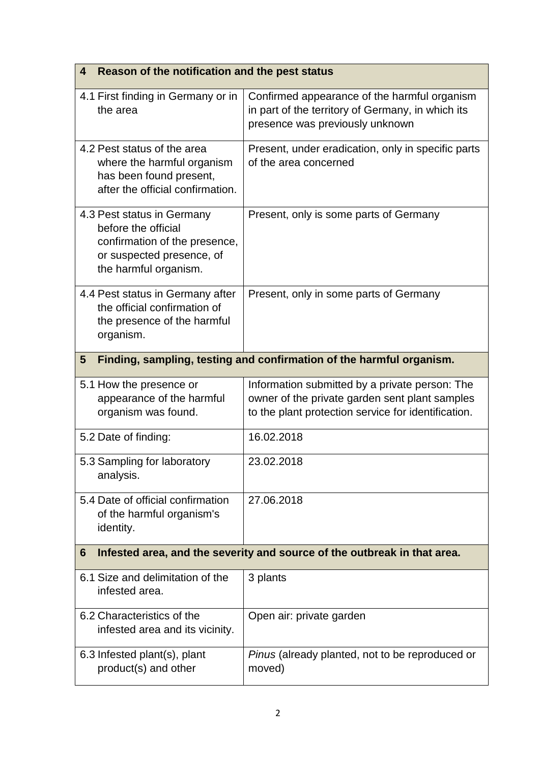| **4 Reason of the notification and the pest status** | |
|---|---|
| 4.1 First finding in Germany or in the area | Confirmed appearance of the harmful organism in part of the territory of Germany, in which its presence was previously unknown |
| 4.2 Pest status of the area where the harmful organism has been found present, after the official confirmation. | Present, under eradication, only in specific parts of the area concerned |
| 4.3 Pest status in Germany before the official confirmation of the presence, or suspected presence, of the harmful organism. | Present, only is some parts of Germany |
| 4.4 Pest status in Germany after the official confirmation of the presence of the harmful organism. | Present, only in some parts of Germany |
| **5 Finding, sampling, testing and confirmation of the harmful organism.** | |
| 5.1 How the presence or appearance of the harmful organism was found. | Information submitted by a private person: The owner of the private garden sent plant samples to the plant protection service for identification. |
| 5.2 Date of finding: | 16.02.2018 |
| 5.3 Sampling for laboratory analysis. | 23.02.2018 |
| 5.4 Date of official confirmation of the harmful organism's identity. | 27.06.2018 |
| **6 Infested area, and the severity and source of the outbreak in that area.** | |
| 6.1 Size and delimitation of the infested area. | 3 plants |
| 6.2 Characteristics of the infested area and its vicinity. | Open air: private garden |
| 6.3 Infested plant(s), plant product(s) and other | *Pinus* (already planted, not to be reproduced or moved) |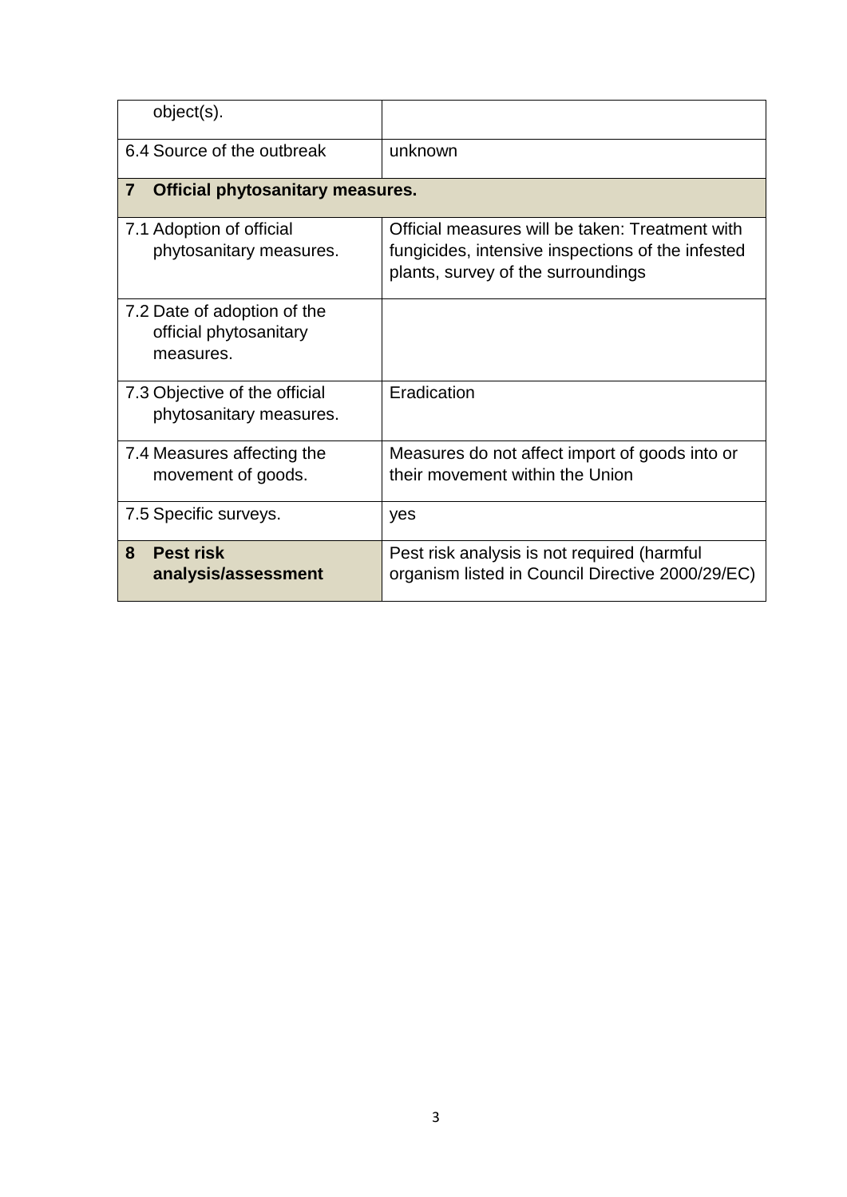| | |
|---|---|
| object(s). | |
| 6.4 Source of the outbreak | unknown |
| **7 Official phytosanitary measures.** | |
| 7.1 Adoption of official phytosanitary measures. | Official measures will be taken: Treatment with fungicides, intensive inspections of the infested plants, survey of the surroundings |
| 7.2 Date of adoption of the official phytosanitary measures. | |
| 7.3 Objective of the official phytosanitary measures. | Eradication |
| 7.4 Measures affecting the movement of goods. | Measures do not affect import of goods into or their movement within the Union |
| 7.5 Specific surveys. | yes |
| **8 Pest risk analysis/assessment** | Pest risk analysis is not required (harmful organism listed in Council Directive 2000/29/EC) |